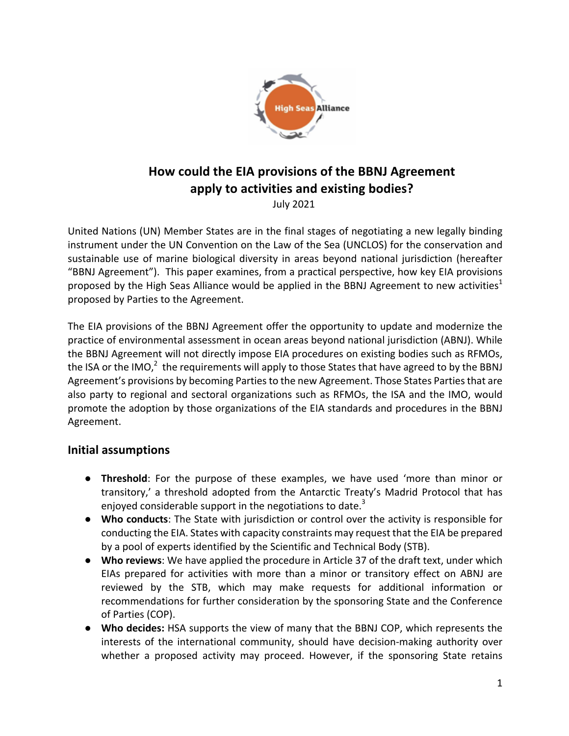# How could the EIA provisions of the BBNJ Agreement apply to activities and existing bodies?

July 2021

United Nations (UN) Member States are in the final stages of negotiating a new legally binding instrument under the UN Convention on the Law of the Sea (UNCLOS) for the conservation and sustainable use of marine biological diversity in areas beyond national jurisdiction (hereafter "BBNJ Agreement"). This paper examines, from a practical perspective, how key EIA provisions proposed by the High Seas Alliance would be applied in the BBNJ Agreement to new activities[1] proposed by Parties to the Agreement.

The EIA provisions of the BBNJ Agreement offer the opportunity to update and modernize the practice of environmental assessment in ocean areas beyond national jurisdiction (ABNJ). While the BBNJ Agreement will not directly impose EIA procedures on existing bodies such as RFMOs, the ISA or the IMO,[2] the requirements will apply to those States that have agreed to by the BBNJ Agreement's provisions by becoming Parties to the new Agreement. Those States Parties that are also party to regional and sectoral organizations such as RFMOs, the ISA and the IMO, would promote the adoption by those organizations of the EIA standards and procedures in the BBNJ Agreement.

## Initial assumptions

- **Threshold**: For the purpose of these examples, we have used 'more than minor or transitory,' a threshold adopted from the Antarctic Treaty's Madrid Protocol that has enjoyed considerable support in the negotiations to date.[3]
- **Who conducts**: The State with jurisdiction or control over the activity is responsible for conducting the EIA. States with capacity constraints may request that the EIA be prepared by a pool of experts identified by the Scientific and Technical Body (STB).
- **Who reviews**: We have applied the procedure in Article 37 of the draft text, under which EIAs prepared for activities with more than a minor or transitory effect on ABNJ are reviewed by the STB, which may make requests for additional information or recommendations for further consideration by the sponsoring State and the Conference of Parties (COP).
- **Who decides:** HSA supports the view of many that the BBNJ COP, which represents the interests of the international community, should have decision-making authority over whether a proposed activity may proceed. However, if the sponsoring State retains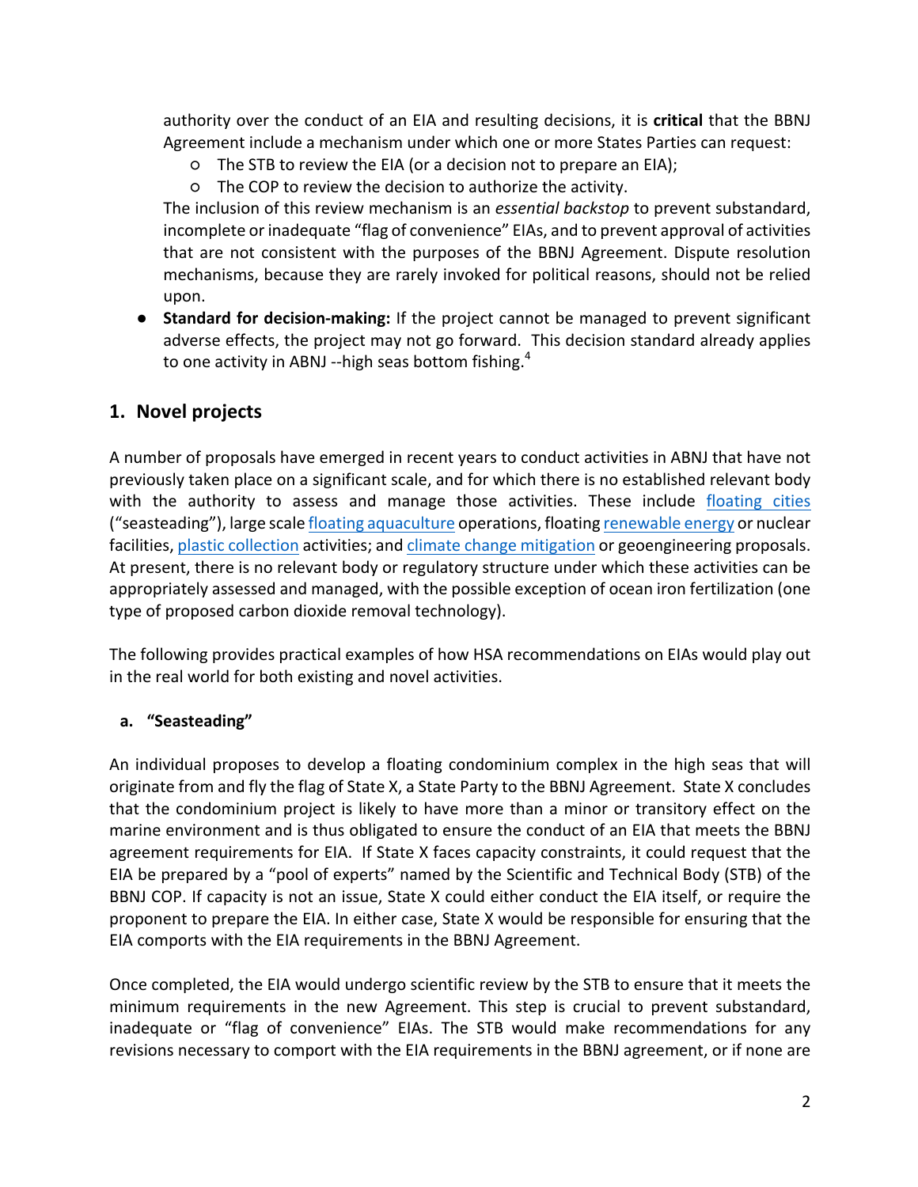authority over the conduct of an EIA and resulting decisions, it is **critical** that the BBNJ Agreement include a mechanism under which one or more States Parties can request:

- The STB to review the EIA (or a decision not to prepare an EIA);
- The COP to review the decision to authorize the activity.

The inclusion of this review mechanism is an *essential backstop* to prevent substandard, incomplete or inadequate "flag of convenience" EIAs, and to prevent approval of activities that are not consistent with the purposes of the BBNJ Agreement. Dispute resolution mechanisms, because they are rarely invoked for political reasons, should not be relied upon.

- **Standard for decision-making:** If the project cannot be managed to prevent significant adverse effects, the project may not go forward. This decision standard already applies to one activity in ABNJ --high seas bottom fishing.[4]

## 1. Novel projects

A number of proposals have emerged in recent years to conduct activities in ABNJ that have not previously taken place on a significant scale, and for which there is no established relevant body with the authority to assess and manage those activities. These include floating cities ("seasteading"), large scale floating aquaculture operations, floating renewable energy or nuclear facilities, plastic collection activities; and climate change mitigation or geoengineering proposals. At present, there is no relevant body or regulatory structure under which these activities can be appropriately assessed and managed, with the possible exception of ocean iron fertilization (one type of proposed carbon dioxide removal technology).

The following provides practical examples of how HSA recommendations on EIAs would play out in the real world for both existing and novel activities.

### a. "Seasteading"

An individual proposes to develop a floating condominium complex in the high seas that will originate from and fly the flag of State X, a State Party to the BBNJ Agreement. State X concludes that the condominium project is likely to have more than a minor or transitory effect on the marine environment and is thus obligated to ensure the conduct of an EIA that meets the BBNJ agreement requirements for EIA. If State X faces capacity constraints, it could request that the EIA be prepared by a "pool of experts" named by the Scientific and Technical Body (STB) of the BBNJ COP. If capacity is not an issue, State X could either conduct the EIA itself, or require the proponent to prepare the EIA. In either case, State X would be responsible for ensuring that the EIA comports with the EIA requirements in the BBNJ Agreement.

Once completed, the EIA would undergo scientific review by the STB to ensure that it meets the minimum requirements in the new Agreement. This step is crucial to prevent substandard, inadequate or "flag of convenience" EIAs. The STB would make recommendations for any revisions necessary to comport with the EIA requirements in the BBNJ agreement, or if none are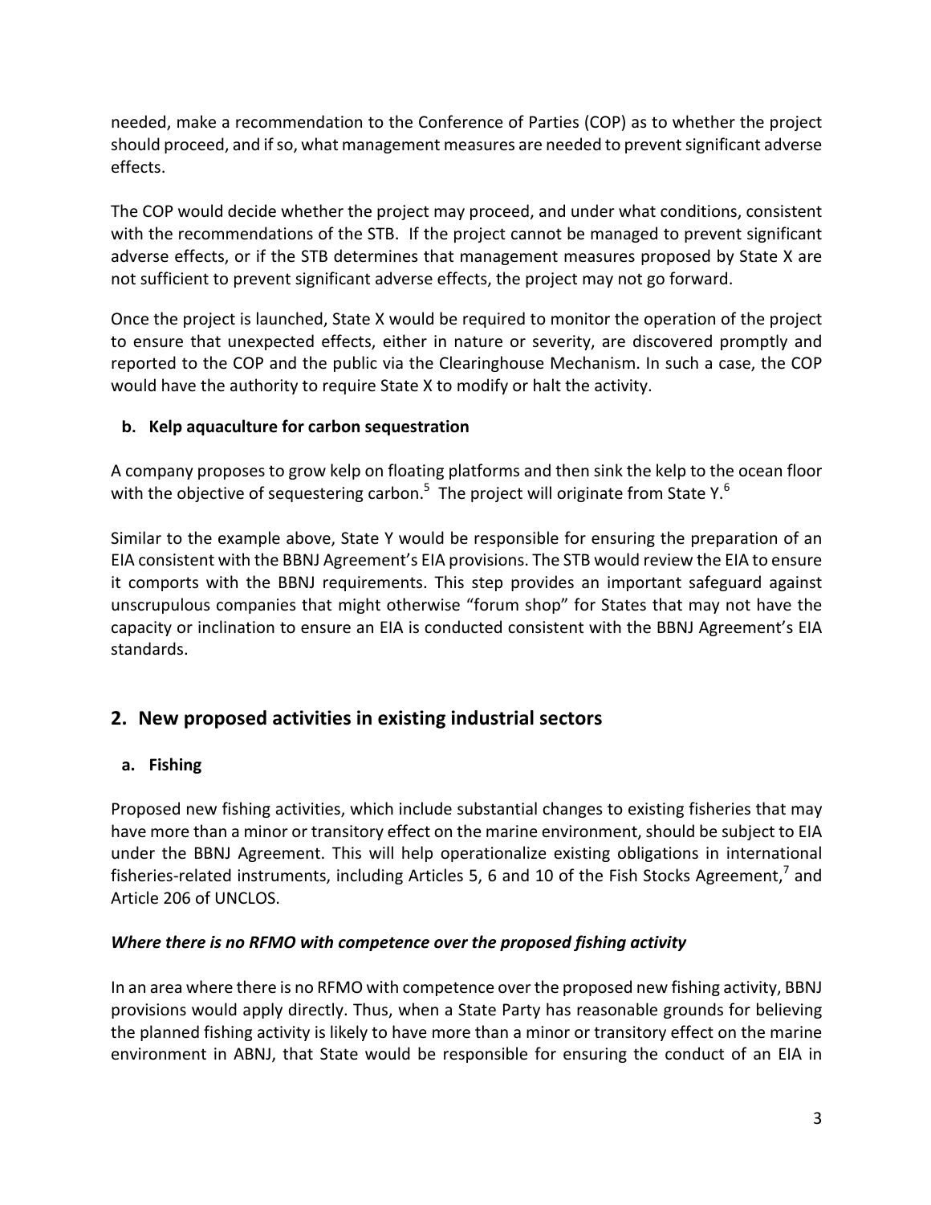needed, make a recommendation to the Conference of Parties (COP) as to whether the project should proceed, and if so, what management measures are needed to prevent significant adverse effects.

The COP would decide whether the project may proceed, and under what conditions, consistent with the recommendations of the STB. If the project cannot be managed to prevent significant adverse effects, or if the STB determines that management measures proposed by State X are not sufficient to prevent significant adverse effects, the project may not go forward.

Once the project is launched, State X would be required to monitor the operation of the project to ensure that unexpected effects, either in nature or severity, are discovered promptly and reported to the COP and the public via the Clearinghouse Mechanism. In such a case, the COP would have the authority to require State X to modify or halt the activity.

### b. Kelp aquaculture for carbon sequestration

A company proposes to grow kelp on floating platforms and then sink the kelp to the ocean floor with the objective of sequestering carbon.[5] The project will originate from State Y.[6]

Similar to the example above, State Y would be responsible for ensuring the preparation of an EIA consistent with the BBNJ Agreement's EIA provisions. The STB would review the EIA to ensure it comports with the BBNJ requirements. This step provides an important safeguard against unscrupulous companies that might otherwise "forum shop" for States that may not have the capacity or inclination to ensure an EIA is conducted consistent with the BBNJ Agreement's EIA standards.

## 2. New proposed activities in existing industrial sectors

### a. Fishing

Proposed new fishing activities, which include substantial changes to existing fisheries that may have more than a minor or transitory effect on the marine environment, should be subject to EIA under the BBNJ Agreement. This will help operationalize existing obligations in international fisheries-related instruments, including Articles 5, 6 and 10 of the Fish Stocks Agreement,[7] and Article 206 of UNCLOS.

***Where there is no RFMO with competence over the proposed fishing activity***

In an area where there is no RFMO with competence over the proposed new fishing activity, BBNJ provisions would apply directly. Thus, when a State Party has reasonable grounds for believing the planned fishing activity is likely to have more than a minor or transitory effect on the marine environment in ABNJ, that State would be responsible for ensuring the conduct of an EIA in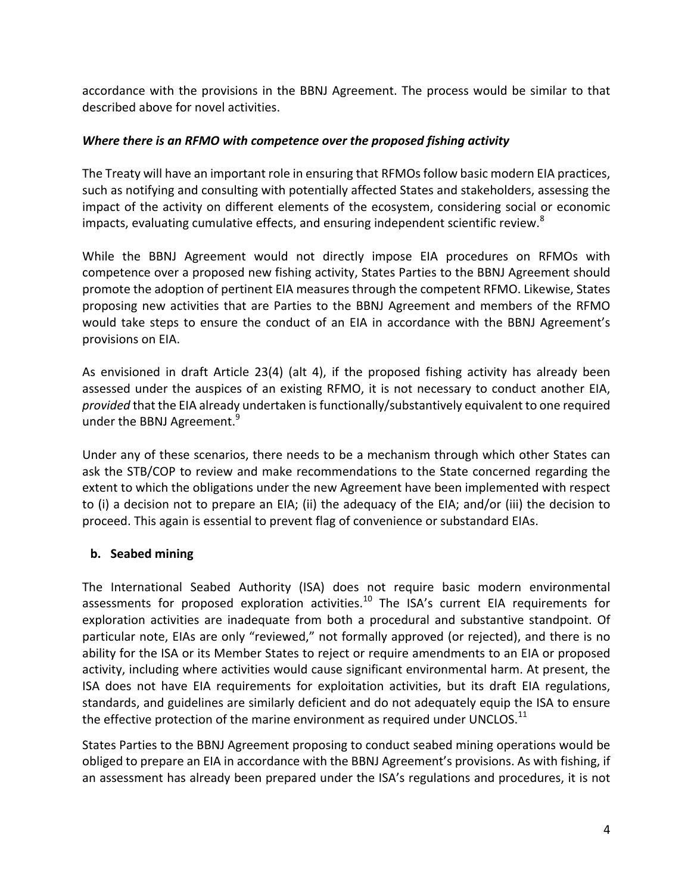accordance with the provisions in the BBNJ Agreement. The process would be similar to that described above for novel activities.

***Where there is an RFMO with competence over the proposed fishing activity***

The Treaty will have an important role in ensuring that RFMOs follow basic modern EIA practices, such as notifying and consulting with potentially affected States and stakeholders, assessing the impact of the activity on different elements of the ecosystem, considering social or economic impacts, evaluating cumulative effects, and ensuring independent scientific review.[8]

While the BBNJ Agreement would not directly impose EIA procedures on RFMOs with competence over a proposed new fishing activity, States Parties to the BBNJ Agreement should promote the adoption of pertinent EIA measures through the competent RFMO. Likewise, States proposing new activities that are Parties to the BBNJ Agreement and members of the RFMO would take steps to ensure the conduct of an EIA in accordance with the BBNJ Agreement's provisions on EIA.

As envisioned in draft Article 23(4) (alt 4), if the proposed fishing activity has already been assessed under the auspices of an existing RFMO, it is not necessary to conduct another EIA, *provided* that the EIA already undertaken is functionally/substantively equivalent to one required under the BBNJ Agreement.[9]

Under any of these scenarios, there needs to be a mechanism through which other States can ask the STB/COP to review and make recommendations to the State concerned regarding the extent to which the obligations under the new Agreement have been implemented with respect to (i) a decision not to prepare an EIA; (ii) the adequacy of the EIA; and/or (iii) the decision to proceed. This again is essential to prevent flag of convenience or substandard EIAs.

**b. Seabed mining**

The International Seabed Authority (ISA) does not require basic modern environmental assessments for proposed exploration activities.[10] The ISA's current EIA requirements for exploration activities are inadequate from both a procedural and substantive standpoint. Of particular note, EIAs are only "reviewed," not formally approved (or rejected), and there is no ability for the ISA or its Member States to reject or require amendments to an EIA or proposed activity, including where activities would cause significant environmental harm. At present, the ISA does not have EIA requirements for exploitation activities, but its draft EIA regulations, standards, and guidelines are similarly deficient and do not adequately equip the ISA to ensure the effective protection of the marine environment as required under UNCLOS.[11]

States Parties to the BBNJ Agreement proposing to conduct seabed mining operations would be obliged to prepare an EIA in accordance with the BBNJ Agreement's provisions. As with fishing, if an assessment has already been prepared under the ISA's regulations and procedures, it is not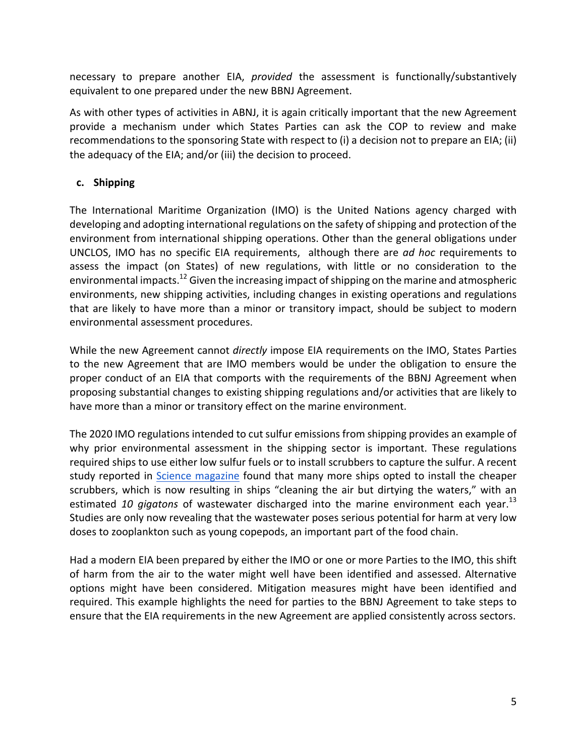necessary to prepare another EIA, *provided* the assessment is functionally/substantively equivalent to one prepared under the new BBNJ Agreement.

As with other types of activities in ABNJ, it is again critically important that the new Agreement provide a mechanism under which States Parties can ask the COP to review and make recommendations to the sponsoring State with respect to (i) a decision not to prepare an EIA; (ii) the adequacy of the EIA; and/or (iii) the decision to proceed.

### c. Shipping

The International Maritime Organization (IMO) is the United Nations agency charged with developing and adopting international regulations on the safety of shipping and protection of the environment from international shipping operations. Other than the general obligations under UNCLOS, IMO has no specific EIA requirements, although there are *ad hoc* requirements to assess the impact (on States) of new regulations, with little or no consideration to the environmental impacts.[12] Given the increasing impact of shipping on the marine and atmospheric environments, new shipping activities, including changes in existing operations and regulations that are likely to have more than a minor or transitory impact, should be subject to modern environmental assessment procedures.

While the new Agreement cannot *directly* impose EIA requirements on the IMO, States Parties to the new Agreement that are IMO members would be under the obligation to ensure the proper conduct of an EIA that comports with the requirements of the BBNJ Agreement when proposing substantial changes to existing shipping regulations and/or activities that are likely to have more than a minor or transitory effect on the marine environment.

The 2020 IMO regulations intended to cut sulfur emissions from shipping provides an example of why prior environmental assessment in the shipping sector is important. These regulations required ships to use either low sulfur fuels or to install scrubbers to capture the sulfur. A recent study reported in Science magazine found that many more ships opted to install the cheaper scrubbers, which is now resulting in ships "cleaning the air but dirtying the waters," with an estimated *10 gigatons* of wastewater discharged into the marine environment each year.[13] Studies are only now revealing that the wastewater poses serious potential for harm at very low doses to zooplankton such as young copepods, an important part of the food chain.

Had a modern EIA been prepared by either the IMO or one or more Parties to the IMO, this shift of harm from the air to the water might well have been identified and assessed. Alternative options might have been considered. Mitigation measures might have been identified and required. This example highlights the need for parties to the BBNJ Agreement to take steps to ensure that the EIA requirements in the new Agreement are applied consistently across sectors.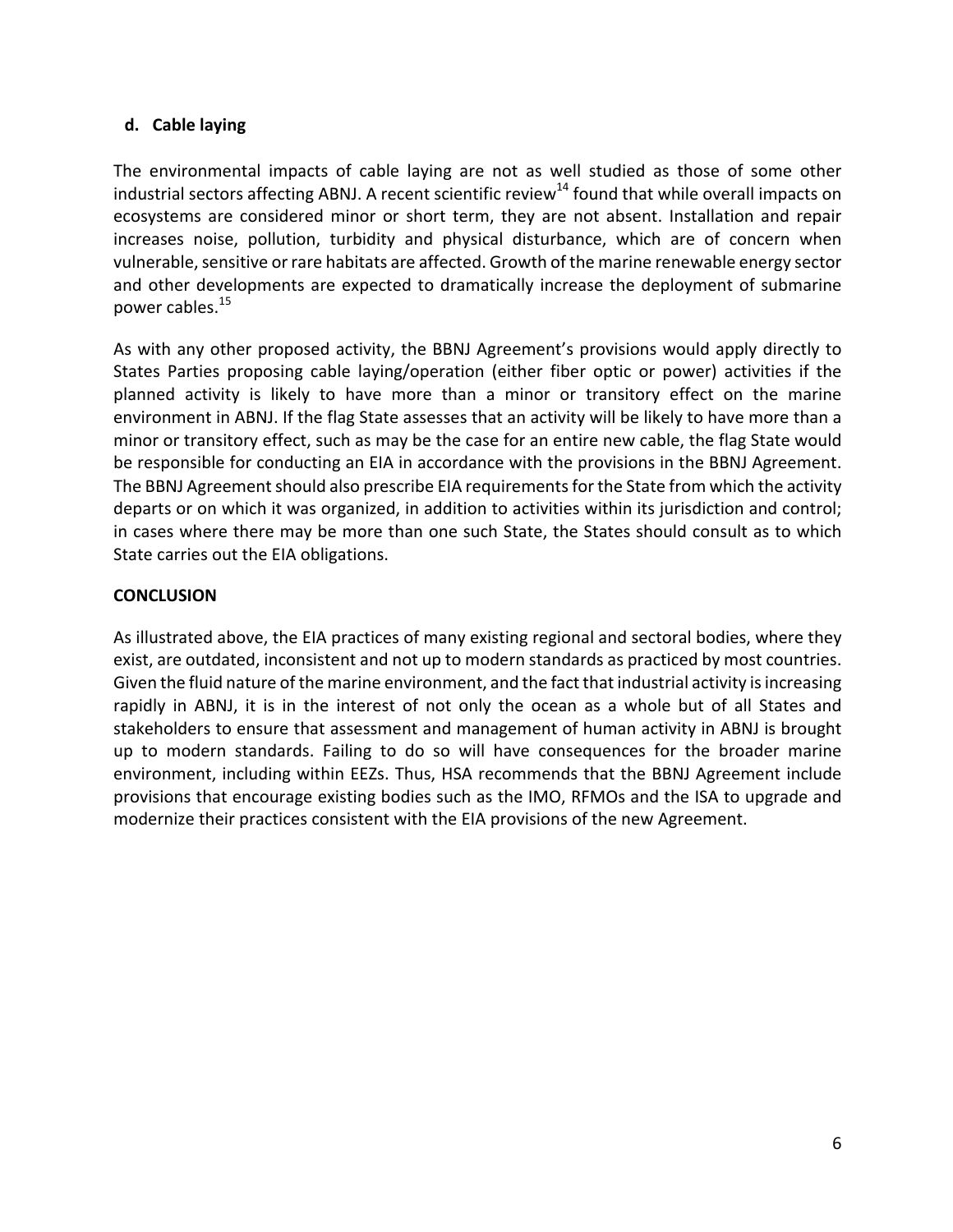### d. Cable laying

The environmental impacts of cable laying are not as well studied as those of some other industrial sectors affecting ABNJ. A recent scientific review[14] found that while overall impacts on ecosystems are considered minor or short term, they are not absent. Installation and repair increases noise, pollution, turbidity and physical disturbance, which are of concern when vulnerable, sensitive or rare habitats are affected. Growth of the marine renewable energy sector and other developments are expected to dramatically increase the deployment of submarine power cables.[15]

As with any other proposed activity, the BBNJ Agreement's provisions would apply directly to States Parties proposing cable laying/operation (either fiber optic or power) activities if the planned activity is likely to have more than a minor or transitory effect on the marine environment in ABNJ. If the flag State assesses that an activity will be likely to have more than a minor or transitory effect, such as may be the case for an entire new cable, the flag State would be responsible for conducting an EIA in accordance with the provisions in the BBNJ Agreement. The BBNJ Agreement should also prescribe EIA requirements for the State from which the activity departs or on which it was organized, in addition to activities within its jurisdiction and control; in cases where there may be more than one such State, the States should consult as to which State carries out the EIA obligations.

## CONCLUSION

As illustrated above, the EIA practices of many existing regional and sectoral bodies, where they exist, are outdated, inconsistent and not up to modern standards as practiced by most countries. Given the fluid nature of the marine environment, and the fact that industrial activity is increasing rapidly in ABNJ, it is in the interest of not only the ocean as a whole but of all States and stakeholders to ensure that assessment and management of human activity in ABNJ is brought up to modern standards. Failing to do so will have consequences for the broader marine environment, including within EEZs. Thus, HSA recommends that the BBNJ Agreement include provisions that encourage existing bodies such as the IMO, RFMOs and the ISA to upgrade and modernize their practices consistent with the EIA provisions of the new Agreement.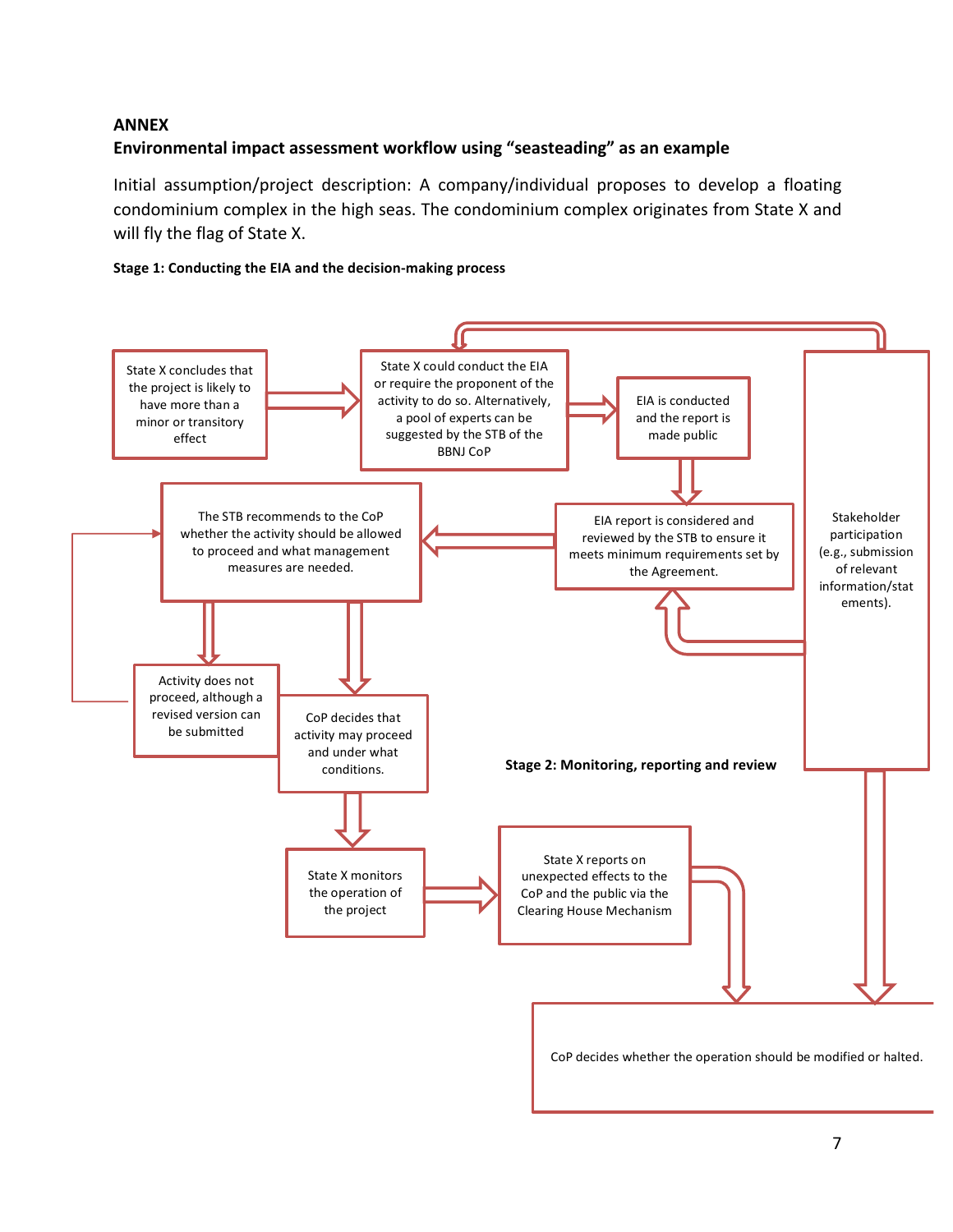**ANNEX**

**Environmental impact assessment workflow using "seasteading" as an example**

Initial assumption/project description: A company/individual proposes to develop a floating condominium complex in the high seas. The condominium complex originates from State X and will fly the flag of State X.

**Stage 1: Conducting the EIA and the decision-making process**

State X concludes that the project is likely to have more than a minor or transitory effect

State X could conduct the EIA or require the proponent of the activity to do so. Alternatively, a pool of experts can be suggested by the STB of the BBNJ CoP

EIA is conducted and the report is made public

Stakeholder participation (e.g., submission of relevant information/statements).

EIA report is considered and reviewed by the STB to ensure it meets minimum requirements set by the Agreement.

The STB recommends to the CoP whether the activity should be allowed to proceed and what management measures are needed.

Activity does not proceed, although a revised version can be submitted

CoP decides that activity may proceed and under what conditions.

**Stage 2: Monitoring, reporting and review**

State X monitors the operation of the project

State X reports on unexpected effects to the CoP and the public via the Clearing House Mechanism

CoP decides whether the operation should be modified or halted.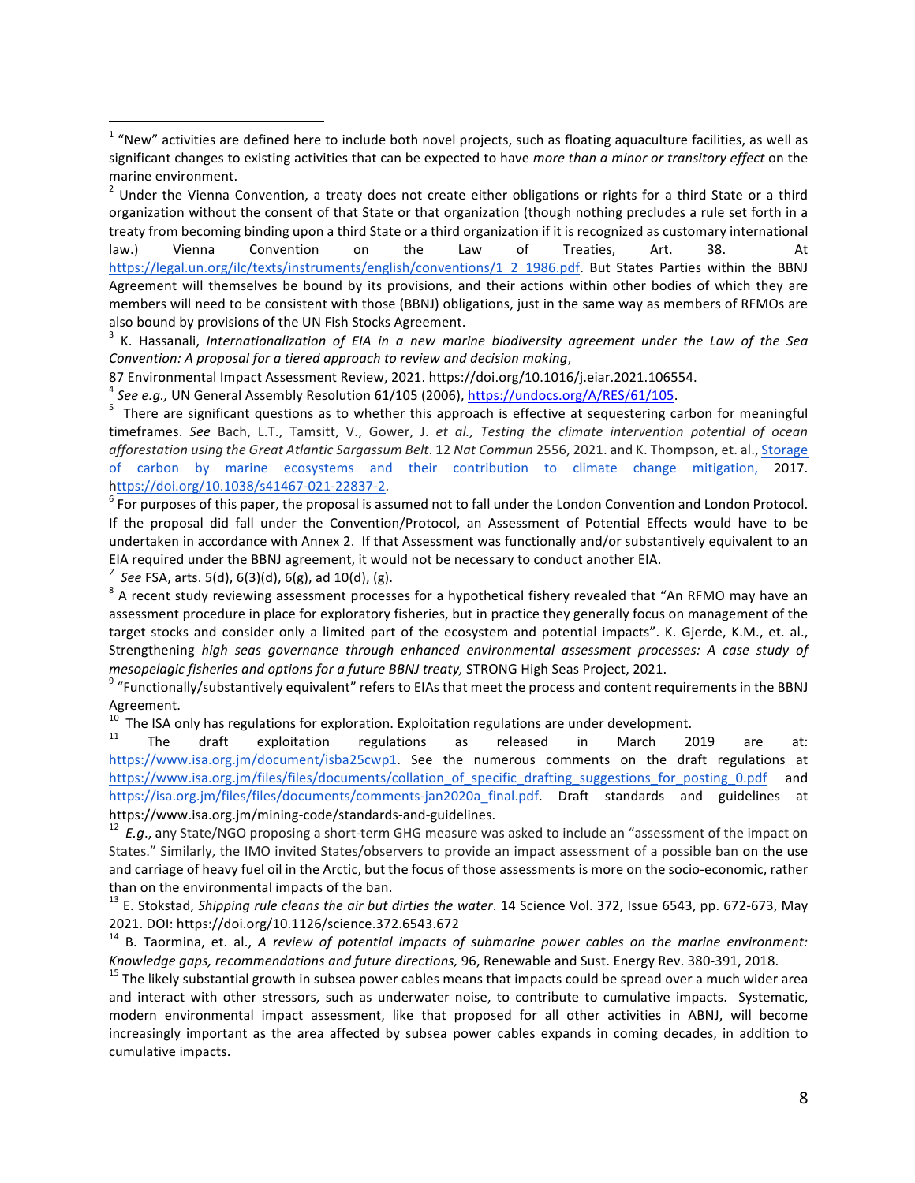[1] "New" activities are defined here to include both novel projects, such as floating aquaculture facilities, as well as significant changes to existing activities that can be expected to have *more than a minor or transitory effect* on the marine environment.

[2] Under the Vienna Convention, a treaty does not create either obligations or rights for a third State or a third organization without the consent of that State or that organization (though nothing precludes a rule set forth in a treaty from becoming binding upon a third State or a third organization if it is recognized as customary international law.) Vienna Convention on the Law of Treaties, Art. 38. At https://legal.un.org/ilc/texts/instruments/english/conventions/1_2_1986.pdf. But States Parties within the BBNJ Agreement will themselves be bound by its provisions, and their actions within other bodies of which they are members will need to be consistent with those (BBNJ) obligations, just in the same way as members of RFMOs are also bound by provisions of the UN Fish Stocks Agreement.

[3] K. Hassanali, *Internationalization of EIA in a new marine biodiversity agreement under the Law of the Sea Convention: A proposal for a tiered approach to review and decision making*, 87 Environmental Impact Assessment Review, 2021. https://doi.org/10.1016/j.eiar.2021.106554.

[4] *See e.g.,* UN General Assembly Resolution 61/105 (2006), https://undocs.org/A/RES/61/105.

[5] There are significant questions as to whether this approach is effective at sequestering carbon for meaningful timeframes. *See* Bach, L.T., Tamsitt, V., Gower, J. *et al., Testing the climate intervention potential of ocean afforestation using the Great Atlantic Sargassum Belt*. 12 *Nat Commun* 2556, 2021. and K. Thompson, et. al., Storage of carbon by marine ecosystems and their contribution to climate change mitigation, 2017. https://doi.org/10.1038/s41467-021-22837-2.

[6] For purposes of this paper, the proposal is assumed not to fall under the London Convention and London Protocol. If the proposal did fall under the Convention/Protocol, an Assessment of Potential Effects would have to be undertaken in accordance with Annex 2. If that Assessment was functionally and/or substantively equivalent to an EIA required under the BBNJ agreement, it would not be necessary to conduct another EIA.

[7] *See* FSA, arts. 5(d), 6(3)(d), 6(g), ad 10(d), (g).

[8] A recent study reviewing assessment processes for a hypothetical fishery revealed that "An RFMO may have an assessment procedure in place for exploratory fisheries, but in practice they generally focus on management of the target stocks and consider only a limited part of the ecosystem and potential impacts". K. Gjerde, K.M., et. al., Strengthening *high seas governance through enhanced environmental assessment processes: A case study of mesopelagic fisheries and options for a future BBNJ treaty,* STRONG High Seas Project, 2021.

[9] "Functionally/substantively equivalent" refers to EIAs that meet the process and content requirements in the BBNJ Agreement.

[10] The ISA only has regulations for exploration. Exploitation regulations are under development.

[11] The draft exploitation regulations as released in March 2019 are at: https://www.isa.org.jm/document/isba25cwp1. See the numerous comments on the draft regulations at https://www.isa.org.jm/files/files/documents/collation_of_specific_drafting_suggestions_for_posting_0.pdf and https://isa.org.jm/files/files/documents/comments-jan2020a_final.pdf. Draft standards and guidelines at https://www.isa.org.jm/mining-code/standards-and-guidelines.

[12] *E.g*., any State/NGO proposing a short-term GHG measure was asked to include an "assessment of the impact on States." Similarly, the IMO invited States/observers to provide an impact assessment of a possible ban on the use and carriage of heavy fuel oil in the Arctic, but the focus of those assessments is more on the socio-economic, rather than on the environmental impacts of the ban.

[13] E. Stokstad, *Shipping rule cleans the air but dirties the water*. 14 Science Vol. 372, Issue 6543, pp. 672-673, May 2021. DOI: https://doi.org/10.1126/science.372.6543.672

[14] B. Taormina, et. al., *A review of potential impacts of submarine power cables on the marine environment: Knowledge gaps, recommendations and future directions,* 96, Renewable and Sust. Energy Rev. 380-391, 2018.

[15] The likely substantial growth in subsea power cables means that impacts could be spread over a much wider area and interact with other stressors, such as underwater noise, to contribute to cumulative impacts. Systematic, modern environmental impact assessment, like that proposed for all other activities in ABNJ, will become increasingly important as the area affected by subsea power cables expands in coming decades, in addition to cumulative impacts.